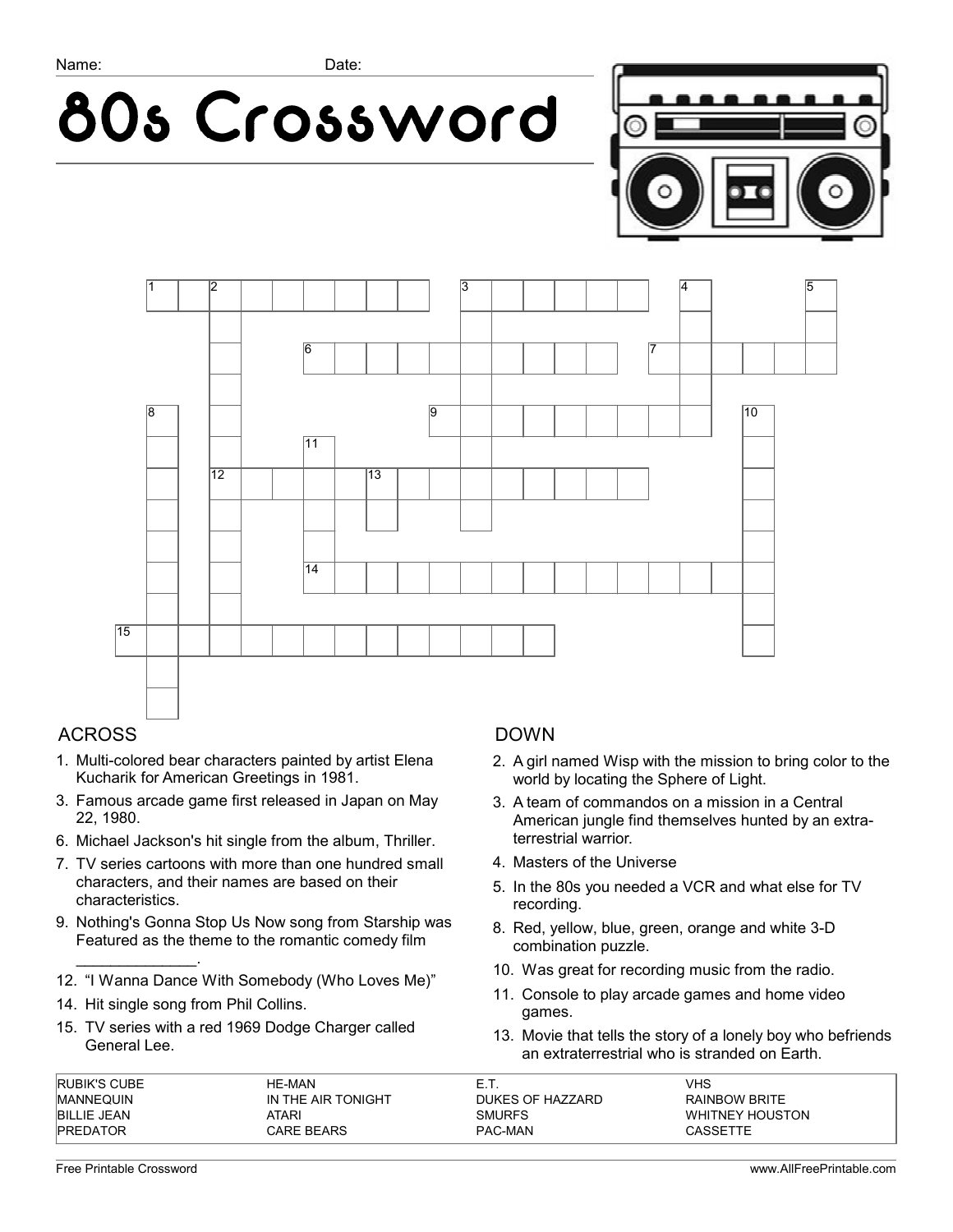Name: Date:

# 80s Crossword

## ACROSS

1. Multi-colored bear characters painted by artist Elena Kucharik for American Greetings in 1981.
3. Famous arcade game first released in Japan on May 22, 1980.
6. Michael Jackson's hit single from the album, Thriller.
7. TV series cartoons with more than one hundred small characters, and their names are based on their characteristics.
9. Nothing's Gonna Stop Us Now song from Starship was Featured as the theme to the romantic comedy film _____________.
12. "I Wanna Dance With Somebody (Who Loves Me)"
14. Hit single song from Phil Collins.
15. TV series with a red 1969 Dodge Charger called General Lee.

## DOWN

2. A girl named Wisp with the mission to bring color to the world by locating the Sphere of Light.
3. A team of commandos on a mission in a Central American jungle find themselves hunted by an extra-terrestrial warrior.
4. Masters of the Universe
5. In the 80s you needed a VCR and what else for TV recording.
8. Red, yellow, blue, green, orange and white 3-D combination puzzle.
10. Was great for recording music from the radio.
11. Console to play arcade games and home video games.
13. Movie that tells the story of a lonely boy who befriends an extraterrestrial who is stranded on Earth.

| | | | |
|---|---|---|---|
| RUBIK'S CUBE | HE-MAN | E.T. | VHS |
| MANNEQUIN | IN THE AIR TONIGHT | DUKES OF HAZZARD | RAINBOW BRITE |
| BILLIE JEAN | ATARI | SMURFS | WHITNEY HOUSTON |
| PREDATOR | CARE BEARS | PAC-MAN | CASSETTE |

Free Printable Crossword www.AllFreePrintable.com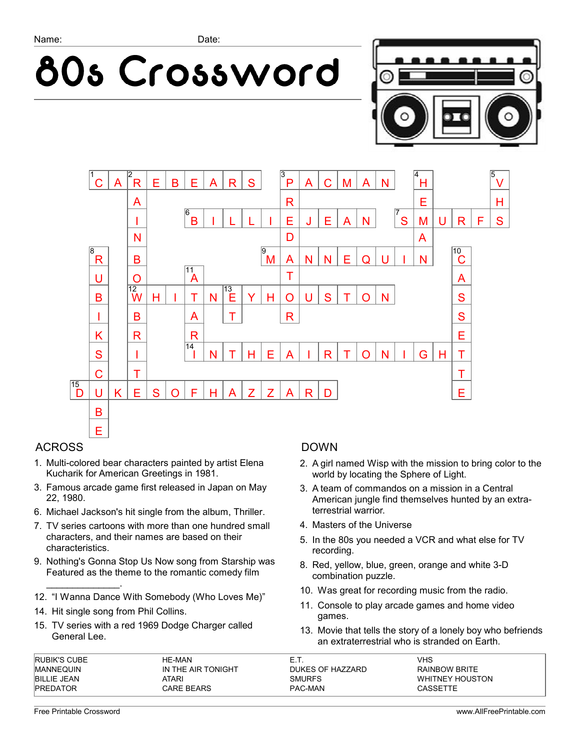Name: Date:

# 80s Crossword

## ACROSS

1. Multi-colored bear characters painted by artist Elena Kucharik for American Greetings in 1981.
3. Famous arcade game first released in Japan on May 22, 1980.
6. Michael Jackson's hit single from the album, Thriller.
7. TV series cartoons with more than one hundred small characters, and their names are based on their characteristics.
9. Nothing's Gonna Stop Us Now song from Starship was Featured as the theme to the romantic comedy film ______________.
12. "I Wanna Dance With Somebody (Who Loves Me)"
14. Hit single song from Phil Collins.
15. TV series with a red 1969 Dodge Charger called General Lee.

## DOWN

2. A girl named Wisp with the mission to bring color to the world by locating the Sphere of Light.
3. A team of commandos on a mission in a Central American jungle find themselves hunted by an extra-terrestrial warrior.
4. Masters of the Universe
5. In the 80s you needed a VCR and what else for TV recording.
8. Red, yellow, blue, green, orange and white 3-D combination puzzle.
10. Was great for recording music from the radio.
11. Console to play arcade games and home video games.
13. Movie that tells the story of a lonely boy who befriends an extraterrestrial who is stranded on Earth.

## Answers

1 Across: CAREBEARS
3 Across: PACMAN
6 Across: BILLIEJEAN
7 Across: SMURFS
9 Across: MANNEQUIN
12 Across: WHITNEYHOUSTON
14 Across: INTHEAIRTONIGHT
15 Across: DUKESOFHAZZARD

2 Down: RAINBOWBRITE
3 Down: PREDATOR
4 Down: HEMAN
5 Down: VHS
8 Down: RUBIKSCUBE
10 Down: CASSETTE
11 Down: ATARI
13 Down: ET

| | | | |
|---|---|---|---|
| RUBIK'S CUBE | HE-MAN | E.T. | VHS |
| MANNEQUIN | IN THE AIR TONIGHT | DUKES OF HAZZARD | RAINBOW BRITE |
| BILLIE JEAN | ATARI | SMURFS | WHITNEY HOUSTON |
| PREDATOR | CARE BEARS | PAC-MAN | CASSETTE |

Free Printable Crossword www.AllFreePrintable.com